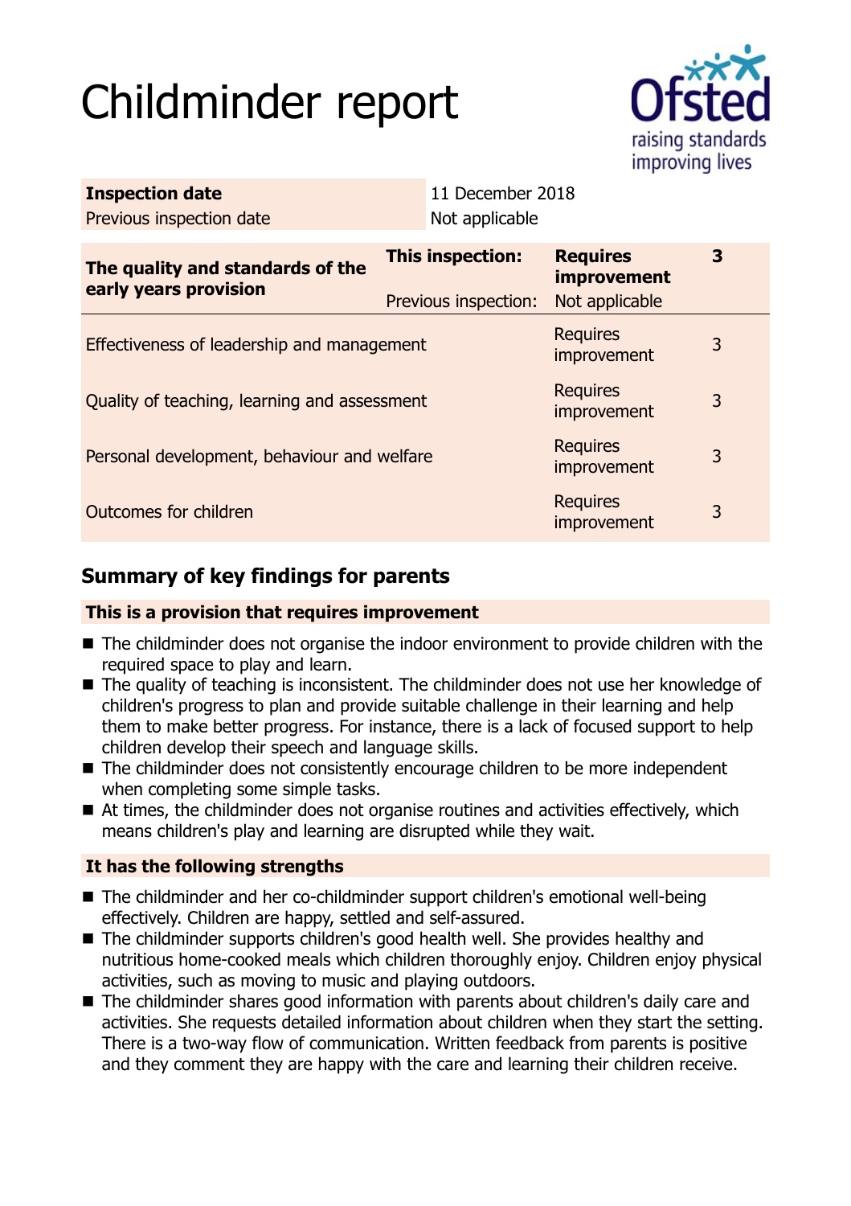# Childminder report

| Inspection date | 11 December 2018 |
|---|---|
| Previous inspection date | Not applicable |

| The quality and standards of the early years provision | This inspection: | Requires improvement | 3 |
|---|---|---|---|
| | Previous inspection: | Not applicable | |
| Effectiveness of leadership and management | | Requires improvement | 3 |
| Quality of teaching, learning and assessment | | Requires improvement | 3 |
| Personal development, behaviour and welfare | | Requires improvement | 3 |
| Outcomes for children | | Requires improvement | 3 |

## Summary of key findings for parents

### This is a provision that requires improvement

- The childminder does not organise the indoor environment to provide children with the required space to play and learn.
- The quality of teaching is inconsistent. The childminder does not use her knowledge of children's progress to plan and provide suitable challenge in their learning and help them to make better progress. For instance, there is a lack of focused support to help children develop their speech and language skills.
- The childminder does not consistently encourage children to be more independent when completing some simple tasks.
- At times, the childminder does not organise routines and activities effectively, which means children's play and learning are disrupted while they wait.

### It has the following strengths

- The childminder and her co-childminder support children's emotional well-being effectively. Children are happy, settled and self-assured.
- The childminder supports children's good health well. She provides healthy and nutritious home-cooked meals which children thoroughly enjoy. Children enjoy physical activities, such as moving to music and playing outdoors.
- The childminder shares good information with parents about children's daily care and activities. She requests detailed information about children when they start the setting. There is a two-way flow of communication. Written feedback from parents is positive and they comment they are happy with the care and learning their children receive.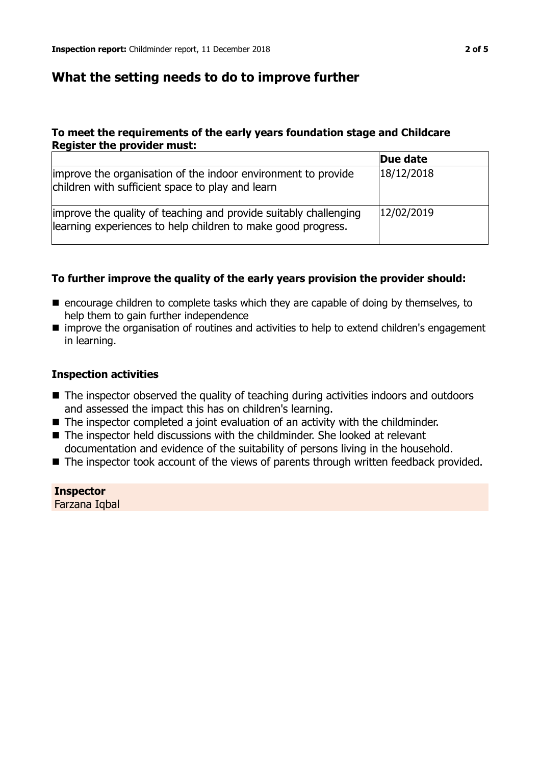## What the setting needs to do to improve further

### To meet the requirements of the early years foundation stage and Childcare Register the provider must:

| | Due date |
|---|---|
| improve the organisation of the indoor environment to provide children with sufficient space to play and learn | 18/12/2018 |
| improve the quality of teaching and provide suitably challenging learning experiences to help children to make good progress. | 12/02/2019 |

### To further improve the quality of the early years provision the provider should:

- encourage children to complete tasks which they are capable of doing by themselves, to help them to gain further independence
- improve the organisation of routines and activities to help to extend children's engagement in learning.

### Inspection activities

- The inspector observed the quality of teaching during activities indoors and outdoors and assessed the impact this has on children's learning.
- The inspector completed a joint evaluation of an activity with the childminder.
- The inspector held discussions with the childminder. She looked at relevant documentation and evidence of the suitability of persons living in the household.
- The inspector took account of the views of parents through written feedback provided.

**Inspector**
Farzana Iqbal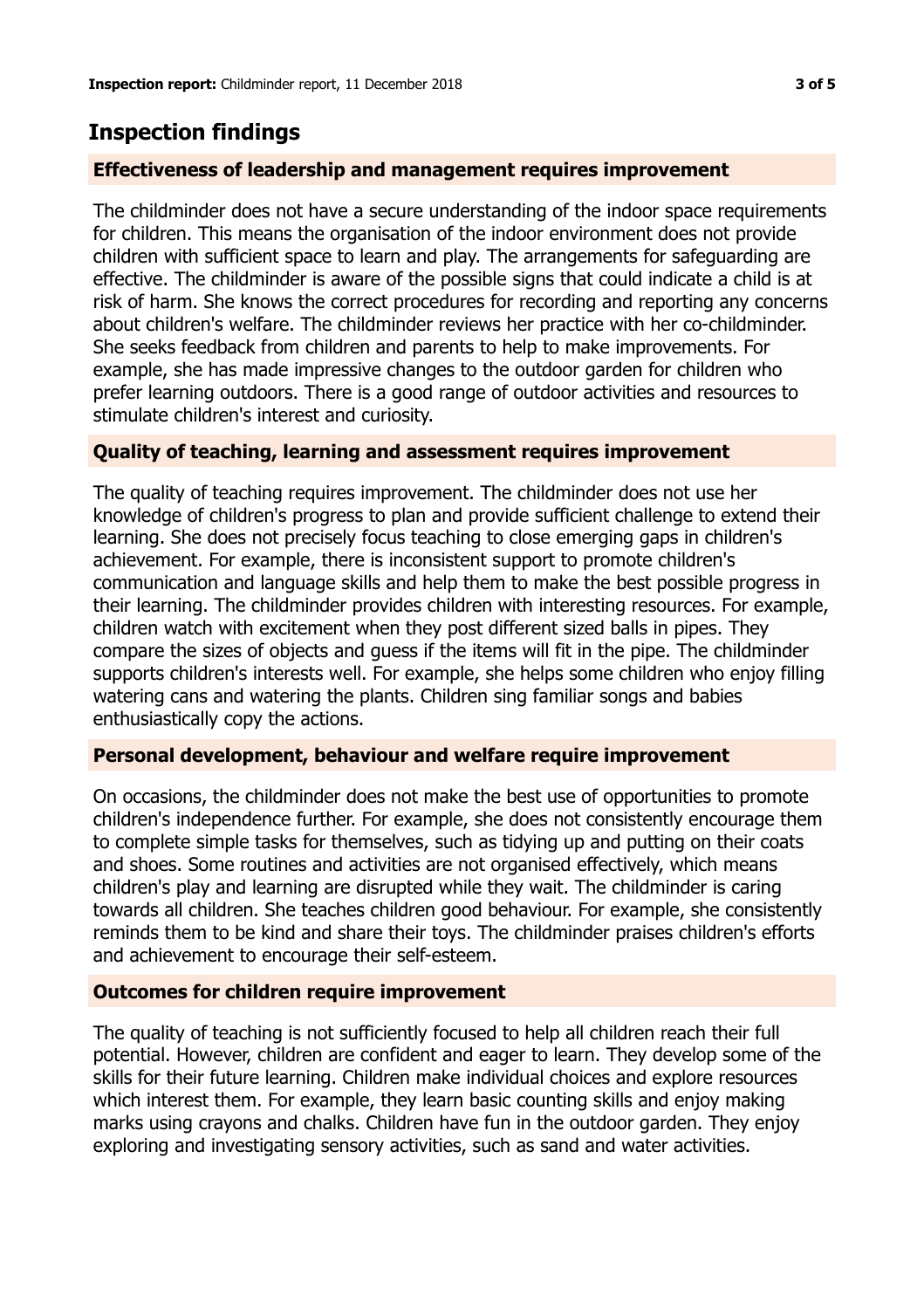## Inspection findings

### Effectiveness of leadership and management requires improvement

The childminder does not have a secure understanding of the indoor space requirements for children. This means the organisation of the indoor environment does not provide children with sufficient space to learn and play. The arrangements for safeguarding are effective. The childminder is aware of the possible signs that could indicate a child is at risk of harm. She knows the correct procedures for recording and reporting any concerns about children's welfare. The childminder reviews her practice with her co-childminder. She seeks feedback from children and parents to help to make improvements. For example, she has made impressive changes to the outdoor garden for children who prefer learning outdoors. There is a good range of outdoor activities and resources to stimulate children's interest and curiosity.

### Quality of teaching, learning and assessment requires improvement

The quality of teaching requires improvement. The childminder does not use her knowledge of children's progress to plan and provide sufficient challenge to extend their learning. She does not precisely focus teaching to close emerging gaps in children's achievement. For example, there is inconsistent support to promote children's communication and language skills and help them to make the best possible progress in their learning. The childminder provides children with interesting resources. For example, children watch with excitement when they post different sized balls in pipes. They compare the sizes of objects and guess if the items will fit in the pipe. The childminder supports children's interests well. For example, she helps some children who enjoy filling watering cans and watering the plants. Children sing familiar songs and babies enthusiastically copy the actions.

### Personal development, behaviour and welfare require improvement

On occasions, the childminder does not make the best use of opportunities to promote children's independence further. For example, she does not consistently encourage them to complete simple tasks for themselves, such as tidying up and putting on their coats and shoes. Some routines and activities are not organised effectively, which means children's play and learning are disrupted while they wait. The childminder is caring towards all children. She teaches children good behaviour. For example, she consistently reminds them to be kind and share their toys. The childminder praises children's efforts and achievement to encourage their self-esteem.

### Outcomes for children require improvement

The quality of teaching is not sufficiently focused to help all children reach their full potential. However, children are confident and eager to learn. They develop some of the skills for their future learning. Children make individual choices and explore resources which interest them. For example, they learn basic counting skills and enjoy making marks using crayons and chalks. Children have fun in the outdoor garden. They enjoy exploring and investigating sensory activities, such as sand and water activities.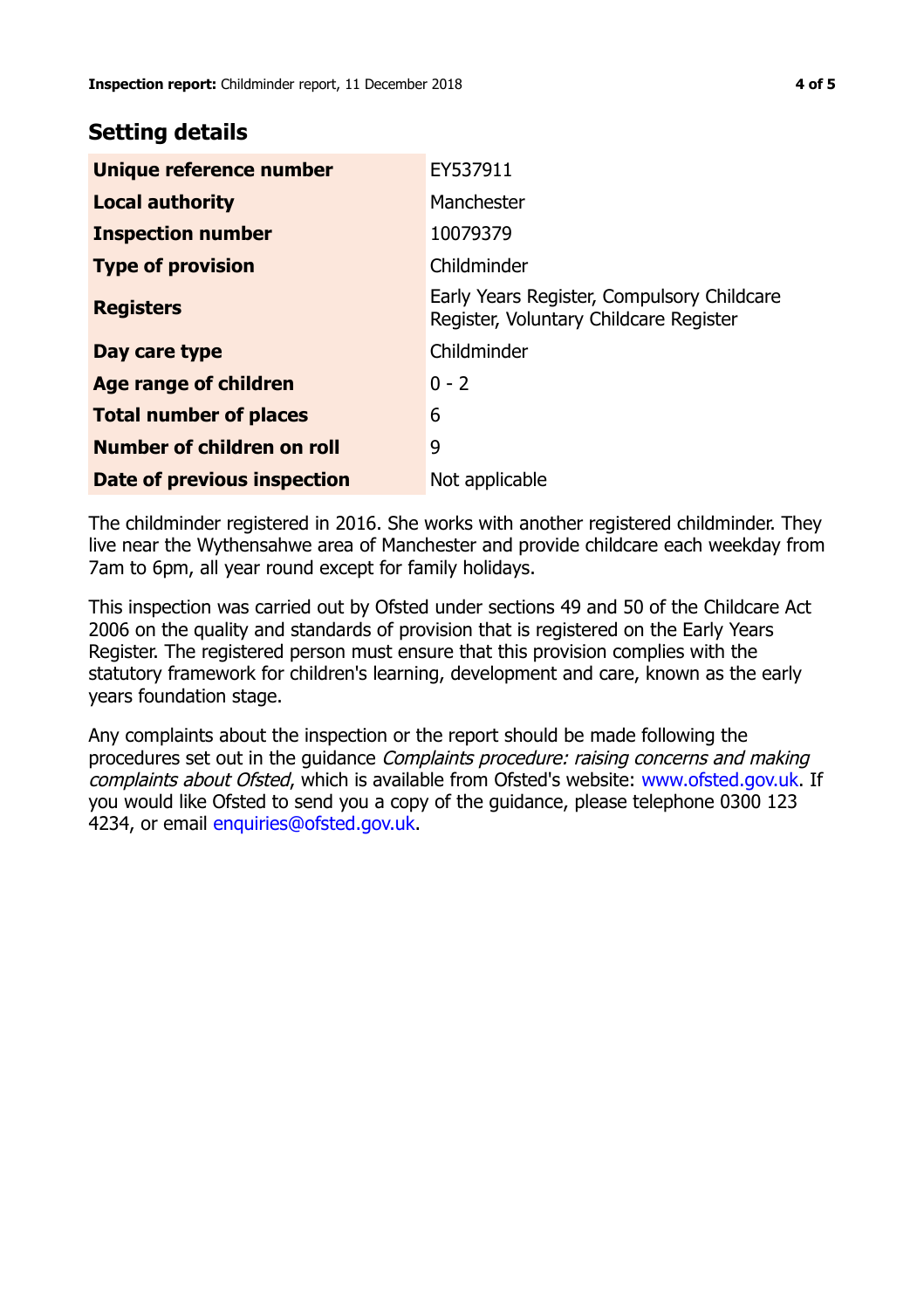## Setting details

| | |
|---|---|
| **Unique reference number** | EY537911 |
| **Local authority** | Manchester |
| **Inspection number** | 10079379 |
| **Type of provision** | Childminder |
| **Registers** | Early Years Register, Compulsory Childcare Register, Voluntary Childcare Register |
| **Day care type** | Childminder |
| **Age range of children** | 0 - 2 |
| **Total number of places** | 6 |
| **Number of children on roll** | 9 |
| **Date of previous inspection** | Not applicable |

The childminder registered in 2016. She works with another registered childminder. They live near the Wythensahwe area of Manchester and provide childcare each weekday from 7am to 6pm, all year round except for family holidays.

This inspection was carried out by Ofsted under sections 49 and 50 of the Childcare Act 2006 on the quality and standards of provision that is registered on the Early Years Register. The registered person must ensure that this provision complies with the statutory framework for children's learning, development and care, known as the early years foundation stage.

Any complaints about the inspection or the report should be made following the procedures set out in the guidance *Complaints procedure: raising concerns and making complaints about Ofsted*, which is available from Ofsted's website: www.ofsted.gov.uk. If you would like Ofsted to send you a copy of the guidance, please telephone 0300 123 4234, or email enquiries@ofsted.gov.uk.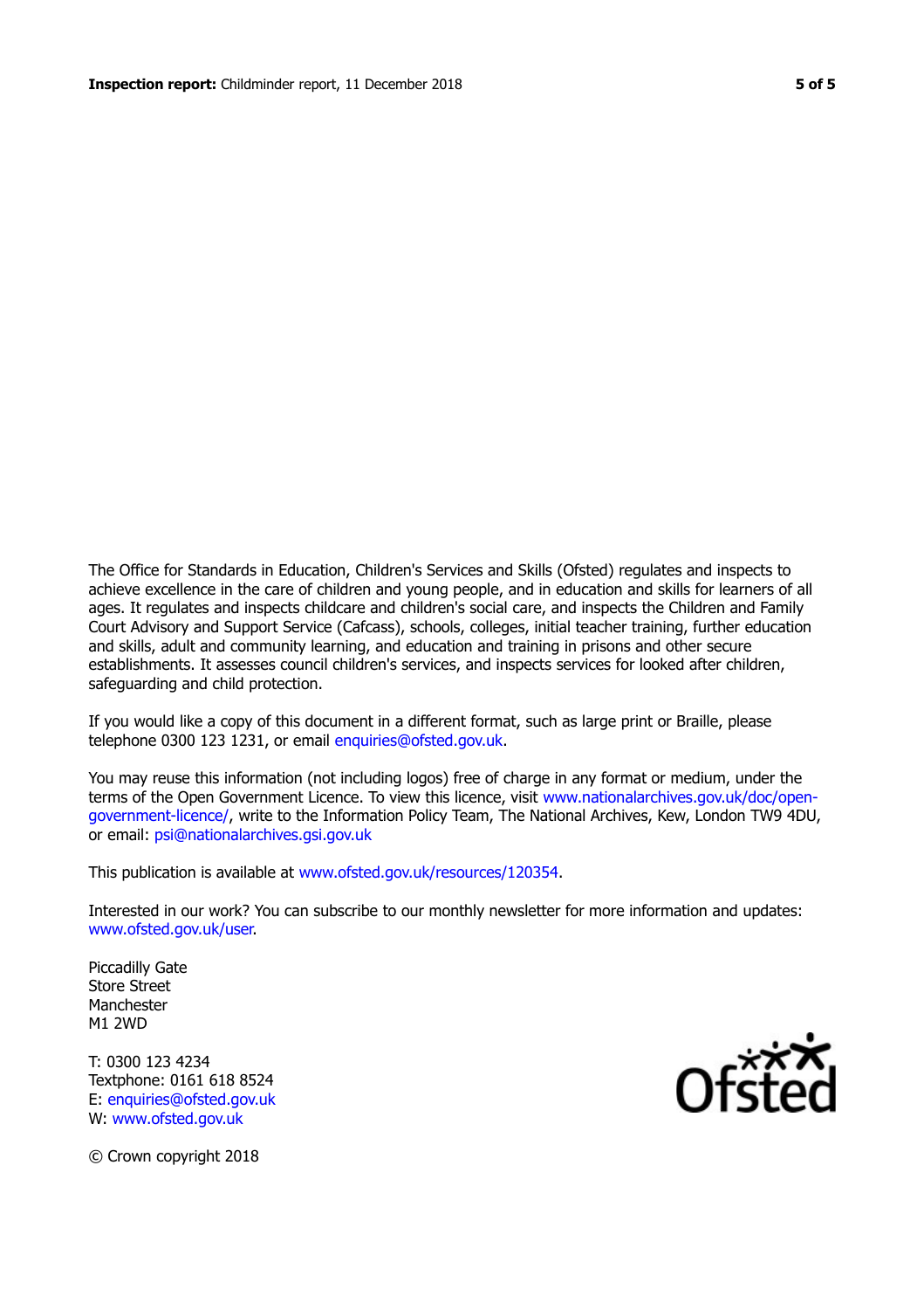The Office for Standards in Education, Children's Services and Skills (Ofsted) regulates and inspects to achieve excellence in the care of children and young people, and in education and skills for learners of all ages. It regulates and inspects childcare and children's social care, and inspects the Children and Family Court Advisory and Support Service (Cafcass), schools, colleges, initial teacher training, further education and skills, adult and community learning, and education and training in prisons and other secure establishments. It assesses council children's services, and inspects services for looked after children, safeguarding and child protection.

If you would like a copy of this document in a different format, such as large print or Braille, please telephone 0300 123 1231, or email enquiries@ofsted.gov.uk.

You may reuse this information (not including logos) free of charge in any format or medium, under the terms of the Open Government Licence. To view this licence, visit www.nationalarchives.gov.uk/doc/open-government-licence/, write to the Information Policy Team, The National Archives, Kew, London TW9 4DU, or email: psi@nationalarchives.gsi.gov.uk

This publication is available at www.ofsted.gov.uk/resources/120354.

Interested in our work? You can subscribe to our monthly newsletter for more information and updates: www.ofsted.gov.uk/user.

Piccadilly Gate  
Store Street  
Manchester  
M1 2WD

T: 0300 123 4234  
Textphone: 0161 618 8524  
E: enquiries@ofsted.gov.uk  
W: www.ofsted.gov.uk

© Crown copyright 2018